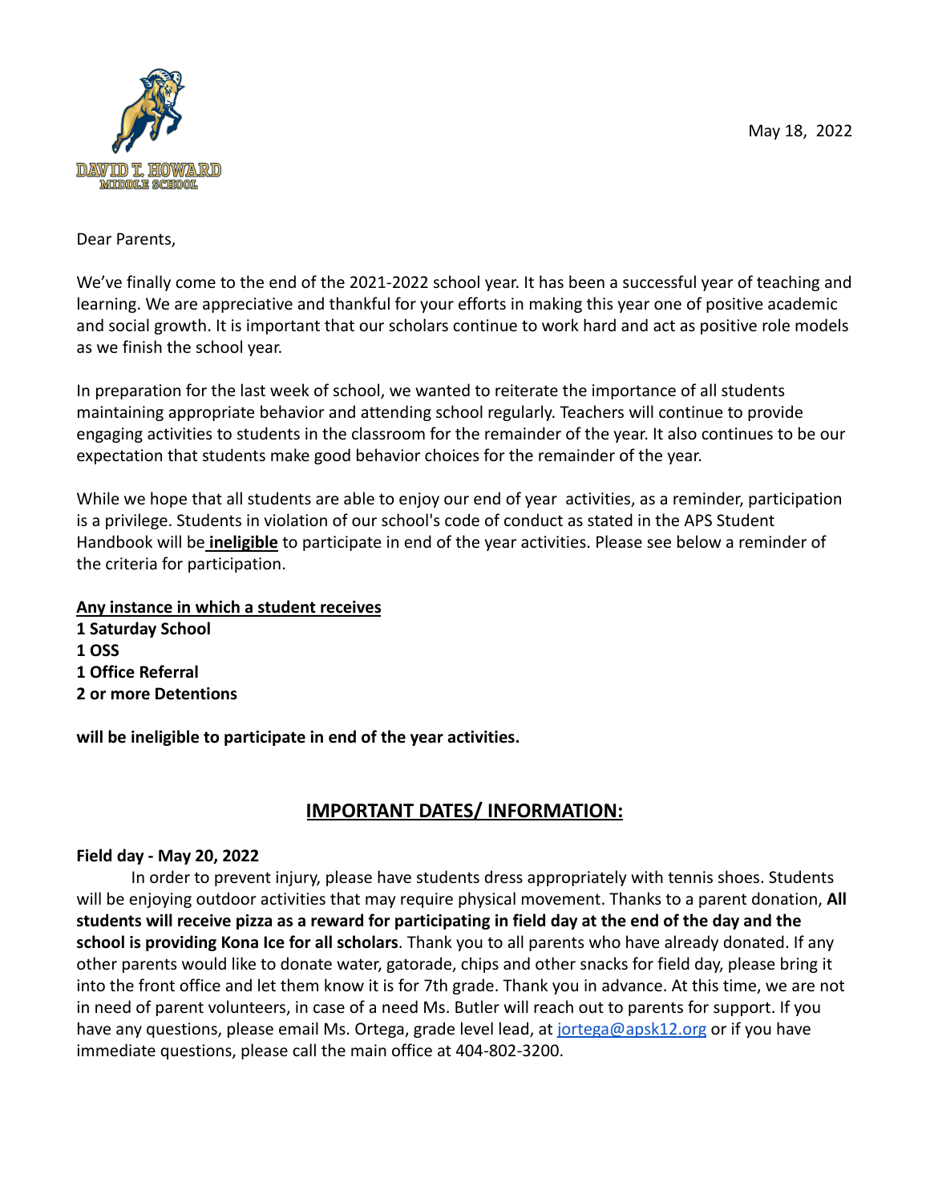DAVID T. HOWARD
MIDDLE SCHOOL

May 18, 2022

Dear Parents,

We've finally come to the end of the 2021-2022 school year. It has been a successful year of teaching and learning. We are appreciative and thankful for your efforts in making this year one of positive academic and social growth. It is important that our scholars continue to work hard and act as positive role models as we finish the school year.

In preparation for the last week of school, we wanted to reiterate the importance of all students maintaining appropriate behavior and attending school regularly. Teachers will continue to provide engaging activities to students in the classroom for the remainder of the year. It also continues to be our expectation that students make good behavior choices for the remainder of the year.

While we hope that all students are able to enjoy our end of year activities, as a reminder, participation is a privilege. Students in violation of our school's code of conduct as stated in the APS Student Handbook will be **ineligible** to participate in end of the year activities. Please see below a reminder of the criteria for participation.

**Any instance in which a student receives**
**1 Saturday School**
**1 OSS**
**1 Office Referral**
**2 or more Detentions**

**will be ineligible to participate in end of the year activities.**

## IMPORTANT DATES/ INFORMATION:

**Field day - May 20, 2022**

In order to prevent injury, please have students dress appropriately with tennis shoes. Students will be enjoying outdoor activities that may require physical movement. Thanks to a parent donation, **All students will receive pizza as a reward for participating in field day at the end of the day and the school is providing Kona Ice for all scholars**. Thank you to all parents who have already donated. If any other parents would like to donate water, gatorade, chips and other snacks for field day, please bring it into the front office and let them know it is for 7th grade. Thank you in advance. At this time, we are not in need of parent volunteers, in case of a need Ms. Butler will reach out to parents for support. If you have any questions, please email Ms. Ortega, grade level lead, at jortega@apsk12.org or if you have immediate questions, please call the main office at 404-802-3200.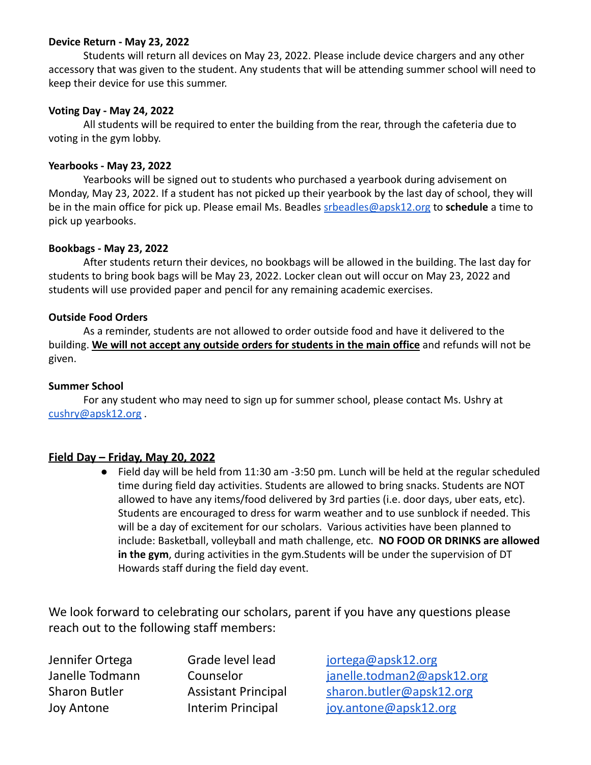**Device Return - May 23, 2022**

Students will return all devices on May 23, 2022. Please include device chargers and any other accessory that was given to the student. Any students that will be attending summer school will need to keep their device for use this summer.

**Voting Day - May 24, 2022**

All students will be required to enter the building from the rear, through the cafeteria due to voting in the gym lobby.

**Yearbooks - May 23, 2022**

Yearbooks will be signed out to students who purchased a yearbook during advisement on Monday, May 23, 2022. If a student has not picked up their yearbook by the last day of school, they will be in the main office for pick up. Please email Ms. Beadles srbeadles@apsk12.org to **schedule** a time to pick up yearbooks.

**Bookbags - May 23, 2022**

After students return their devices, no bookbags will be allowed in the building. The last day for students to bring book bags will be May 23, 2022. Locker clean out will occur on May 23, 2022 and students will use provided paper and pencil for any remaining academic exercises.

**Outside Food Orders**

As a reminder, students are not allowed to order outside food and have it delivered to the building. **We will not accept any outside orders for students in the main office** and refunds will not be given.

**Summer School**

For any student who may need to sign up for summer school, please contact Ms. Ushry at cushry@apsk12.org .

**Field Day – Friday, May 20, 2022**

- Field day will be held from 11:30 am -3:50 pm. Lunch will be held at the regular scheduled time during field day activities. Students are allowed to bring snacks. Students are NOT allowed to have any items/food delivered by 3rd parties (i.e. door days, uber eats, etc). Students are encouraged to dress for warm weather and to use sunblock if needed. This will be a day of excitement for our scholars. Various activities have been planned to include: Basketball, volleyball and math challenge, etc. **NO FOOD OR DRINKS are allowed in the gym**, during activities in the gym.Students will be under the supervision of DT Howards staff during the field day event.

We look forward to celebrating our scholars, parent if you have any questions please reach out to the following staff members:

| | | |
|---|---|---|
| Jennifer Ortega | Grade level lead | jortega@apsk12.org |
| Janelle Todmann | Counselor | janelle.todman2@apsk12.org |
| Sharon Butler | Assistant Principal | sharon.butler@apsk12.org |
| Joy Antone | Interim Principal | joy.antone@apsk12.org |